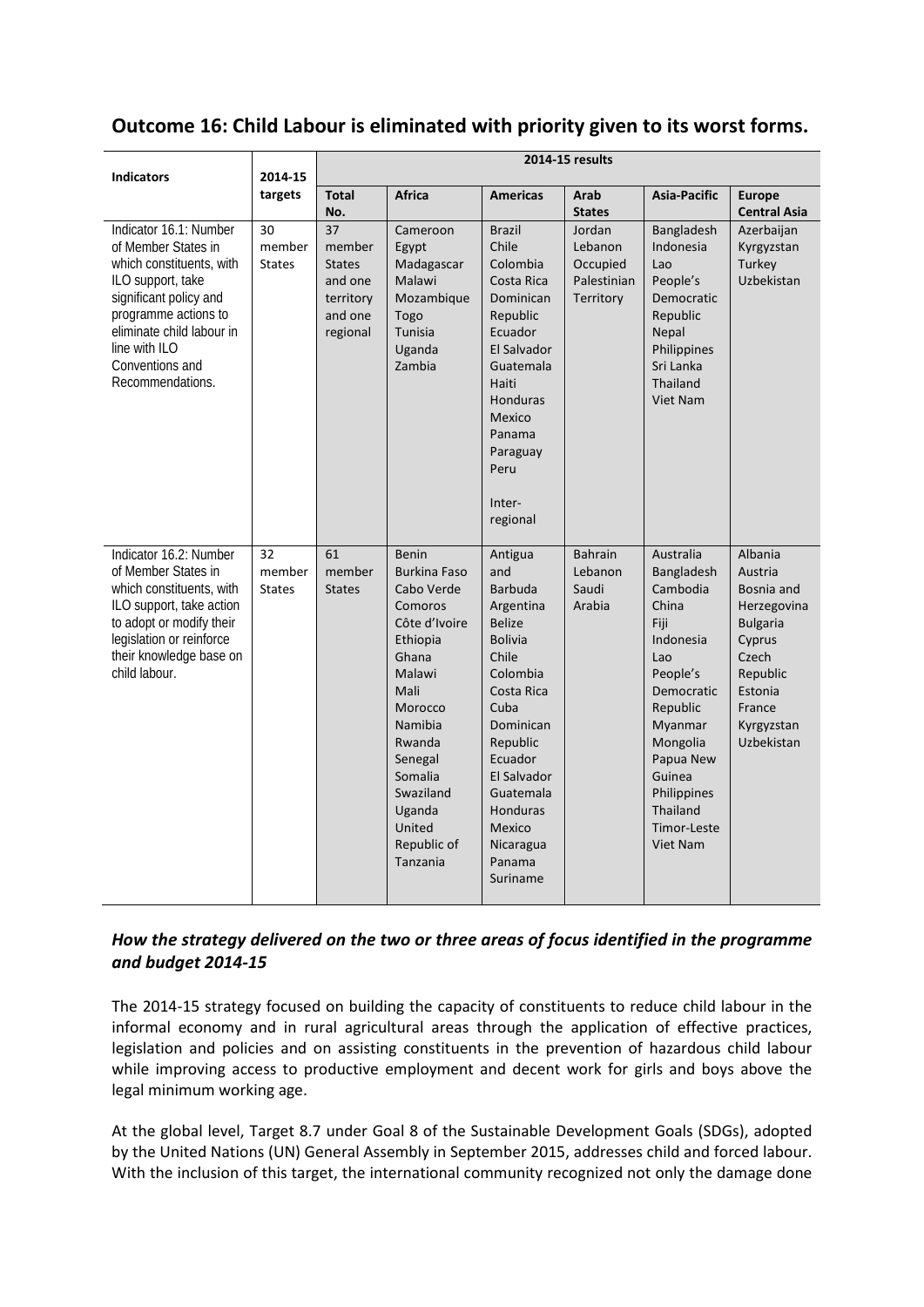## Outcome 16: Child Labour is eliminated with priority given to its worst forms.

| Indicators | 2014-15 targets | 2014-15 results | | | | | |
|---|---|---|---|---|---|---|---|
| | | Total No. | Africa | Americas | Arab States | Asia-Pacific | Europe Central Asia |
| Indicator 16.1: Number of Member States in which constituents, with ILO support, take significant policy and programme actions to eliminate child labour in line with ILO Conventions and Recommendations. | 30 member States | 37 member States and one territory and one regional | Cameroon Egypt Madagascar Malawi Mozambique Togo Tunisia Uganda Zambia | Brazil Chile Colombia Costa Rica Dominican Republic Ecuador El Salvador Guatemala Haiti Honduras Mexico Panama Paraguay Peru Inter-regional | Jordan Lebanon Occupied Palestinian Territory | Bangladesh Indonesia Lao People's Democratic Republic Nepal Philippines Sri Lanka Thailand Viet Nam | Azerbaijan Kyrgyzstan Turkey Uzbekistan |
| Indicator 16.2: Number of Member States in which constituents, with ILO support, take action to adopt or modify their legislation or reinforce their knowledge base on child labour. | 32 member States | 61 member States | Benin Burkina Faso Cabo Verde Comoros Côte d'Ivoire Ethiopia Ghana Malawi Mali Morocco Namibia Rwanda Senegal Somalia Swaziland Uganda United Republic of Tanzania | Antigua and Barbuda Argentina Belize Bolivia Chile Colombia Costa Rica Cuba Dominican Republic Ecuador El Salvador Guatemala Honduras Mexico Nicaragua Panama Suriname | Bahrain Lebanon Saudi Arabia | Australia Bangladesh Cambodia China Fiji Indonesia Lao People's Democratic Republic Myanmar Mongolia Papua New Guinea Philippines Thailand Timor-Leste Viet Nam | Albania Austria Bosnia and Herzegovina Bulgaria Cyprus Czech Republic Estonia France Kyrgyzstan Uzbekistan |

### *How the strategy delivered on the two or three areas of focus identified in the programme and budget 2014-15*

The 2014-15 strategy focused on building the capacity of constituents to reduce child labour in the informal economy and in rural agricultural areas through the application of effective practices, legislation and policies and on assisting constituents in the prevention of hazardous child labour while improving access to productive employment and decent work for girls and boys above the legal minimum working age.

At the global level, Target 8.7 under Goal 8 of the Sustainable Development Goals (SDGs), adopted by the United Nations (UN) General Assembly in September 2015, addresses child and forced labour. With the inclusion of this target, the international community recognized not only the damage done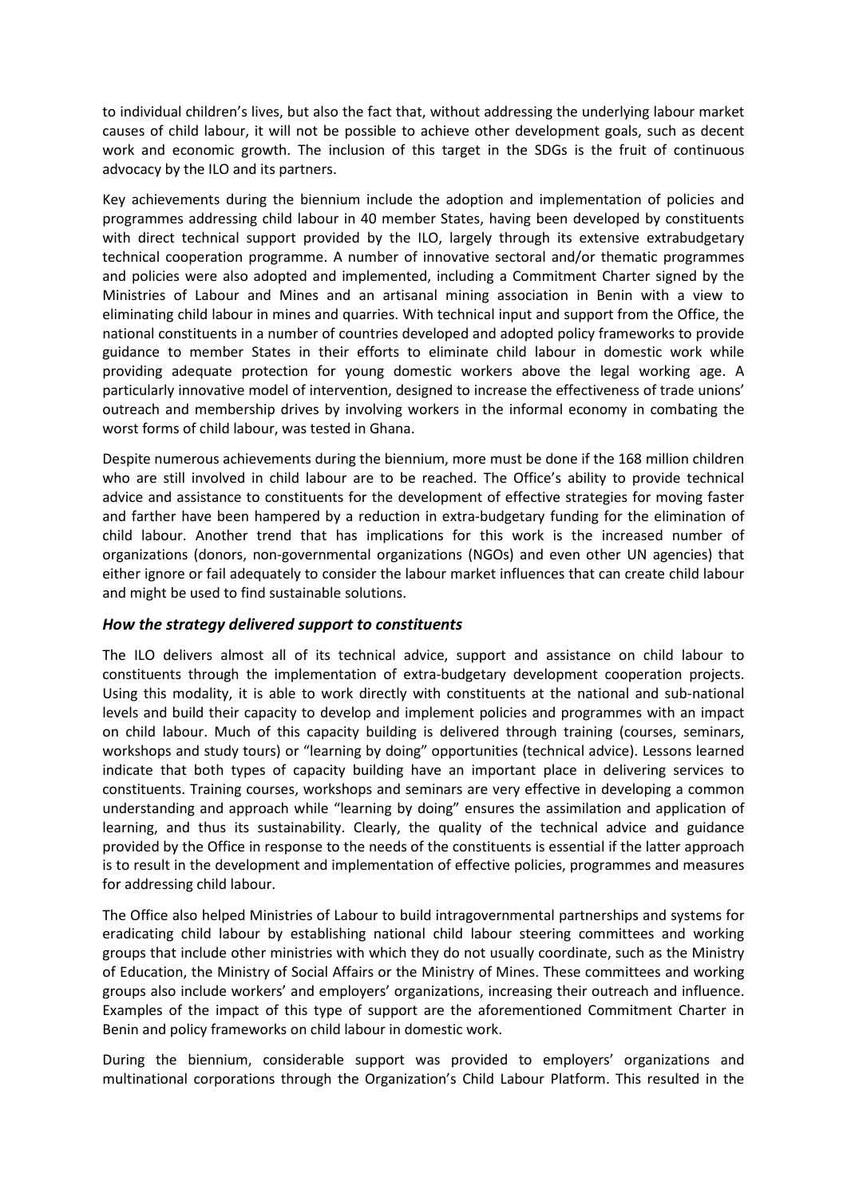to individual children's lives, but also the fact that, without addressing the underlying labour market causes of child labour, it will not be possible to achieve other development goals, such as decent work and economic growth. The inclusion of this target in the SDGs is the fruit of continuous advocacy by the ILO and its partners.

Key achievements during the biennium include the adoption and implementation of policies and programmes addressing child labour in 40 member States, having been developed by constituents with direct technical support provided by the ILO, largely through its extensive extrabudgetary technical cooperation programme. A number of innovative sectoral and/or thematic programmes and policies were also adopted and implemented, including a Commitment Charter signed by the Ministries of Labour and Mines and an artisanal mining association in Benin with a view to eliminating child labour in mines and quarries. With technical input and support from the Office, the national constituents in a number of countries developed and adopted policy frameworks to provide guidance to member States in their efforts to eliminate child labour in domestic work while providing adequate protection for young domestic workers above the legal working age. A particularly innovative model of intervention, designed to increase the effectiveness of trade unions' outreach and membership drives by involving workers in the informal economy in combating the worst forms of child labour, was tested in Ghana.

Despite numerous achievements during the biennium, more must be done if the 168 million children who are still involved in child labour are to be reached. The Office's ability to provide technical advice and assistance to constituents for the development of effective strategies for moving faster and farther have been hampered by a reduction in extra-budgetary funding for the elimination of child labour. Another trend that has implications for this work is the increased number of organizations (donors, non-governmental organizations (NGOs) and even other UN agencies) that either ignore or fail adequately to consider the labour market influences that can create child labour and might be used to find sustainable solutions.

### *How the strategy delivered support to constituents*

The ILO delivers almost all of its technical advice, support and assistance on child labour to constituents through the implementation of extra-budgetary development cooperation projects. Using this modality, it is able to work directly with constituents at the national and sub-national levels and build their capacity to develop and implement policies and programmes with an impact on child labour. Much of this capacity building is delivered through training (courses, seminars, workshops and study tours) or "learning by doing" opportunities (technical advice). Lessons learned indicate that both types of capacity building have an important place in delivering services to constituents. Training courses, workshops and seminars are very effective in developing a common understanding and approach while "learning by doing" ensures the assimilation and application of learning, and thus its sustainability. Clearly, the quality of the technical advice and guidance provided by the Office in response to the needs of the constituents is essential if the latter approach is to result in the development and implementation of effective policies, programmes and measures for addressing child labour.

The Office also helped Ministries of Labour to build intragovernmental partnerships and systems for eradicating child labour by establishing national child labour steering committees and working groups that include other ministries with which they do not usually coordinate, such as the Ministry of Education, the Ministry of Social Affairs or the Ministry of Mines. These committees and working groups also include workers' and employers' organizations, increasing their outreach and influence. Examples of the impact of this type of support are the aforementioned Commitment Charter in Benin and policy frameworks on child labour in domestic work.

During the biennium, considerable support was provided to employers' organizations and multinational corporations through the Organization's Child Labour Platform. This resulted in the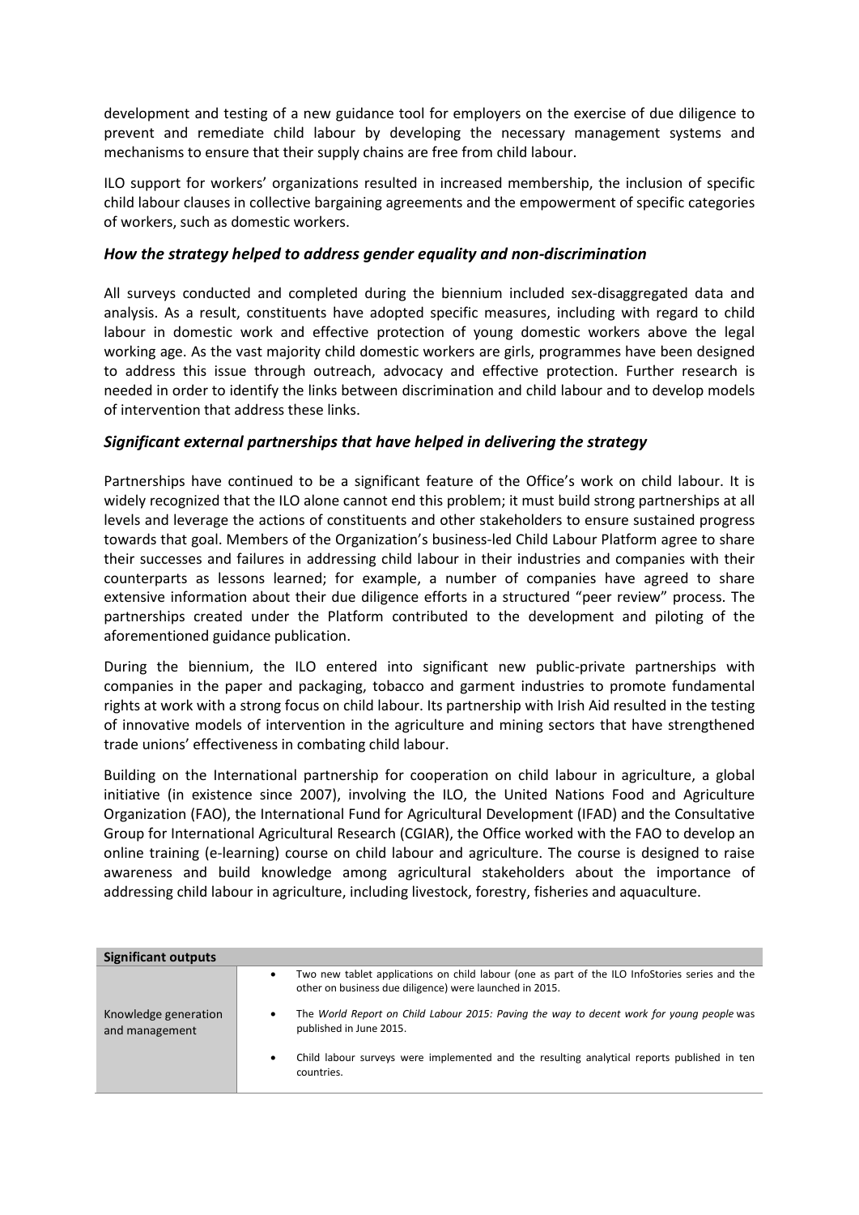development and testing of a new guidance tool for employers on the exercise of due diligence to prevent and remediate child labour by developing the necessary management systems and mechanisms to ensure that their supply chains are free from child labour.

ILO support for workers' organizations resulted in increased membership, the inclusion of specific child labour clauses in collective bargaining agreements and the empowerment of specific categories of workers, such as domestic workers.

### *How the strategy helped to address gender equality and non-discrimination*

All surveys conducted and completed during the biennium included sex-disaggregated data and analysis. As a result, constituents have adopted specific measures, including with regard to child labour in domestic work and effective protection of young domestic workers above the legal working age. As the vast majority child domestic workers are girls, programmes have been designed to address this issue through outreach, advocacy and effective protection. Further research is needed in order to identify the links between discrimination and child labour and to develop models of intervention that address these links.

### *Significant external partnerships that have helped in delivering the strategy*

Partnerships have continued to be a significant feature of the Office's work on child labour. It is widely recognized that the ILO alone cannot end this problem; it must build strong partnerships at all levels and leverage the actions of constituents and other stakeholders to ensure sustained progress towards that goal. Members of the Organization's business-led Child Labour Platform agree to share their successes and failures in addressing child labour in their industries and companies with their counterparts as lessons learned; for example, a number of companies have agreed to share extensive information about their due diligence efforts in a structured "peer review" process. The partnerships created under the Platform contributed to the development and piloting of the aforementioned guidance publication.

During the biennium, the ILO entered into significant new public-private partnerships with companies in the paper and packaging, tobacco and garment industries to promote fundamental rights at work with a strong focus on child labour. Its partnership with Irish Aid resulted in the testing of innovative models of intervention in the agriculture and mining sectors that have strengthened trade unions' effectiveness in combating child labour.

Building on the International partnership for cooperation on child labour in agriculture, a global initiative (in existence since 2007), involving the ILO, the United Nations Food and Agriculture Organization (FAO), the International Fund for Agricultural Development (IFAD) and the Consultative Group for International Agricultural Research (CGIAR), the Office worked with the FAO to develop an online training (e-learning) course on child labour and agriculture. The course is designed to raise awareness and build knowledge among agricultural stakeholders about the importance of addressing child labour in agriculture, including livestock, forestry, fisheries and aquaculture.

| **Significant outputs** | |
|---|---|
| Knowledge generation and management | • Two new tablet applications on child labour (one as part of the ILO InfoStories series and the other on business due diligence) were launched in 2015.<br>• The *World Report on Child Labour 2015: Paving the way to decent work for young people* was published in June 2015.<br>• Child labour surveys were implemented and the resulting analytical reports published in ten countries. |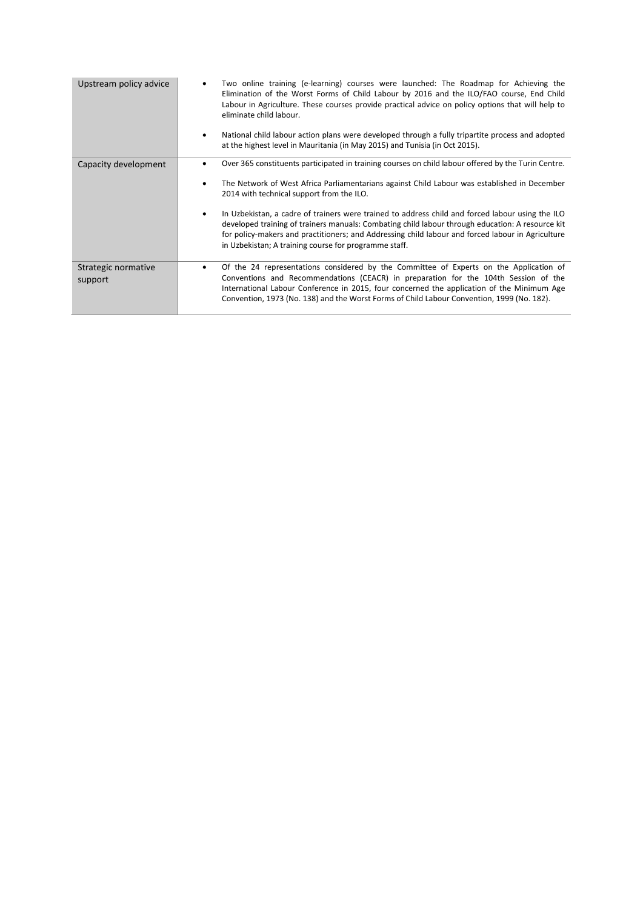| | |
|---|---|
| Upstream policy advice | • Two online training (e-learning) courses were launched: The Roadmap for Achieving the Elimination of the Worst Forms of Child Labour by 2016 and the ILO/FAO course, End Child Labour in Agriculture. These courses provide practical advice on policy options that will help to eliminate child labour.<br><br>• National child labour action plans were developed through a fully tripartite process and adopted at the highest level in Mauritania (in May 2015) and Tunisia (in Oct 2015). |
| Capacity development | • Over 365 constituents participated in training courses on child labour offered by the Turin Centre.<br><br>• The Network of West Africa Parliamentarians against Child Labour was established in December 2014 with technical support from the ILO.<br><br>• In Uzbekistan, a cadre of trainers were trained to address child and forced labour using the ILO developed training of trainers manuals: Combating child labour through education: A resource kit for policy-makers and practitioners; and Addressing child labour and forced labour in Agriculture in Uzbekistan; A training course for programme staff. |
| Strategic normative support | • Of the 24 representations considered by the Committee of Experts on the Application of Conventions and Recommendations (CEACR) in preparation for the 104th Session of the International Labour Conference in 2015, four concerned the application of the Minimum Age Convention, 1973 (No. 138) and the Worst Forms of Child Labour Convention, 1999 (No. 182). |